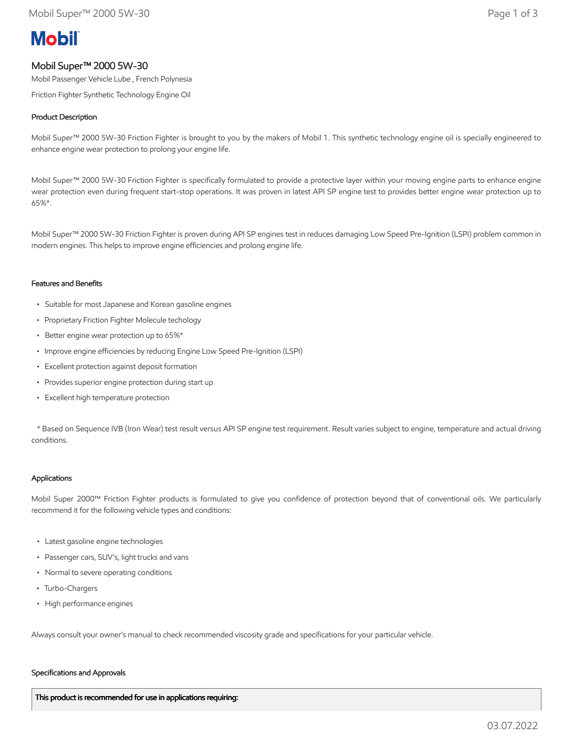# Mobil

## Mobil Super™ 2000 5W-30

Mobil Passenger Vehicle Lube , French Polynesia

Friction Fighter Synthetic Technology Engine Oil

### Product Description

Mobil Super™ 2000 5W-30 Friction Fighter is brought to you by the makers of Mobil 1. This synthetic technology engine oil is specially engineered to enhance engine wear protection to prolong your engine life.

Mobil Super™ 2000 5W-30 Friction Fighter is specifically formulated to provide a protective layer within your moving engine parts to enhance engine wear protection even during frequent start-stop operations. It was proven in latest API SP engine test to provides better engine wear protection up to 65%*.

Mobil Super™ 2000 5W-30 Friction Fighter is proven during API SP engines test in reduces damaging Low Speed Pre-Ignition (LSPI) problem common in modern engines. This helps to improve engine efficiencies and prolong engine life.

### Features and Benefits

- Suitable for most Japanese and Korean gasoline engines
- Proprietary Friction Fighter Molecule techology
- Better engine wear protection up to 65%*
- Improve engine efficiencies by reducing Engine Low Speed Pre-Ignition (LSPI)
- Excellent protection against deposit formation
- Provides superior engine protection during start up
- Excellent high temperature protection

\* Based on Sequence IVB (Iron Wear) test result versus API SP engine test requirement. Result varies subject to engine, temperature and actual driving conditions.

### Applications

Mobil Super 2000™ Friction Fighter products is formulated to give you confidence of protection beyond that of conventional oils. We particularly recommend it for the following vehicle types and conditions:

- Latest gasoline engine technologies
- Passenger cars, SUV's, light trucks and vans
- Normal to severe operating conditions
- Turbo-Chargers
- High performance engines

Always consult your owner's manual to check recommended viscosity grade and specifications for your particular vehicle.

### Specifications and Approvals

| This product is recommended for use in applications requiring: |
|---|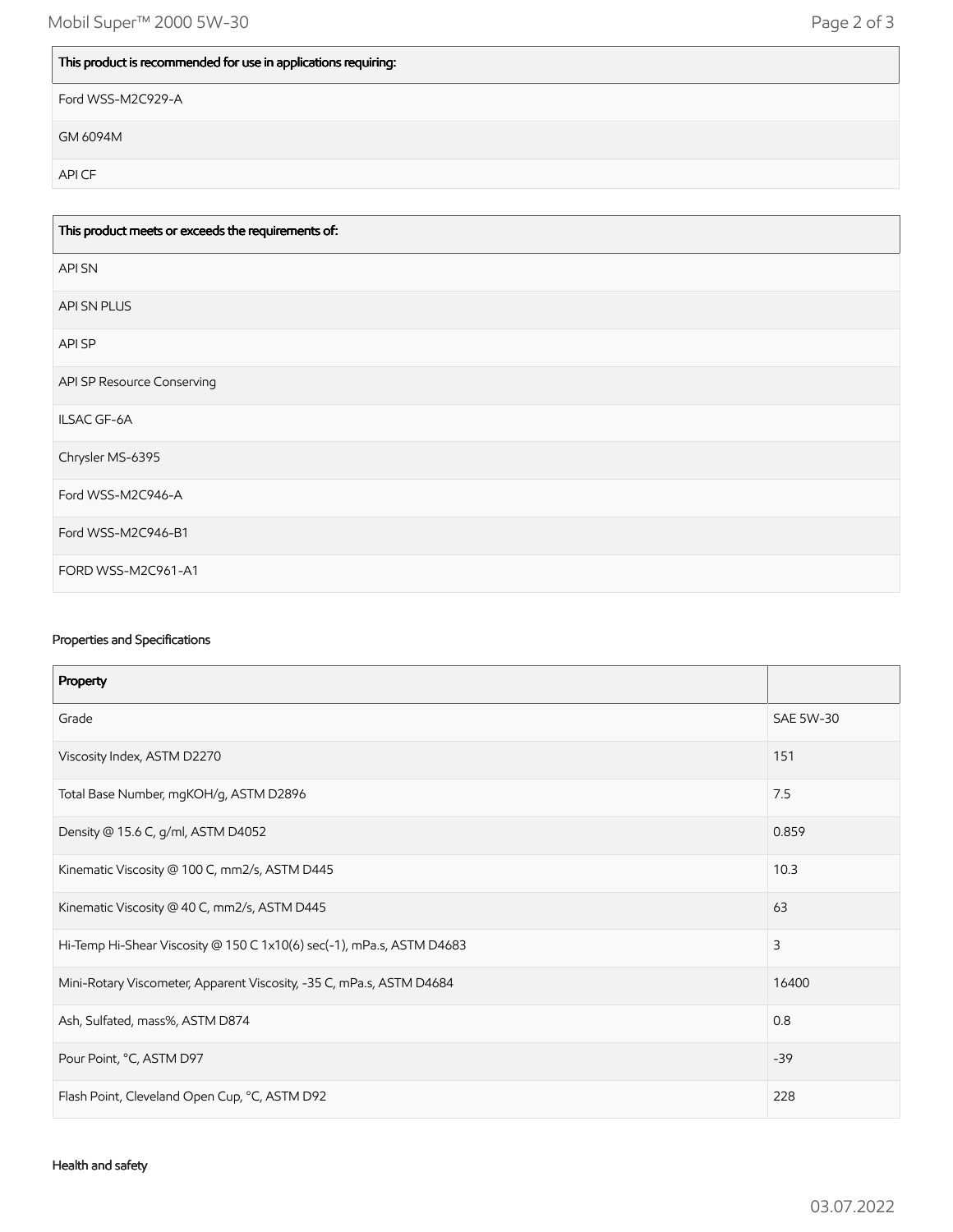| This product is recommended for use in applications requiring: |
| --- |
| Ford WSS-M2C929-A |
| GM 6094M |
| API CF |

| This product meets or exceeds the requirements of: |
| --- |
| API SN |
| API SN PLUS |
| API SP |
| API SP Resource Conserving |
| ILSAC GF-6A |
| Chrysler MS-6395 |
| Ford WSS-M2C946-A |
| Ford WSS-M2C946-B1 |
| FORD WSS-M2C961-A1 |

### Properties and Specifications

| Property | |
| --- | --- |
| Grade | SAE 5W-30 |
| Viscosity Index, ASTM D2270 | 151 |
| Total Base Number, mgKOH/g, ASTM D2896 | 7.5 |
| Density @ 15.6 C, g/ml, ASTM D4052 | 0.859 |
| Kinematic Viscosity @ 100 C, mm2/s, ASTM D445 | 10.3 |
| Kinematic Viscosity @ 40 C, mm2/s, ASTM D445 | 63 |
| Hi-Temp Hi-Shear Viscosity @ 150 C 1x10(6) sec(-1), mPa.s, ASTM D4683 | 3 |
| Mini-Rotary Viscometer, Apparent Viscosity, -35 C, mPa.s, ASTM D4684 | 16400 |
| Ash, Sulfated, mass%, ASTM D874 | 0.8 |
| Pour Point, °C, ASTM D97 | -39 |
| Flash Point, Cleveland Open Cup, °C, ASTM D92 | 228 |

### Health and safety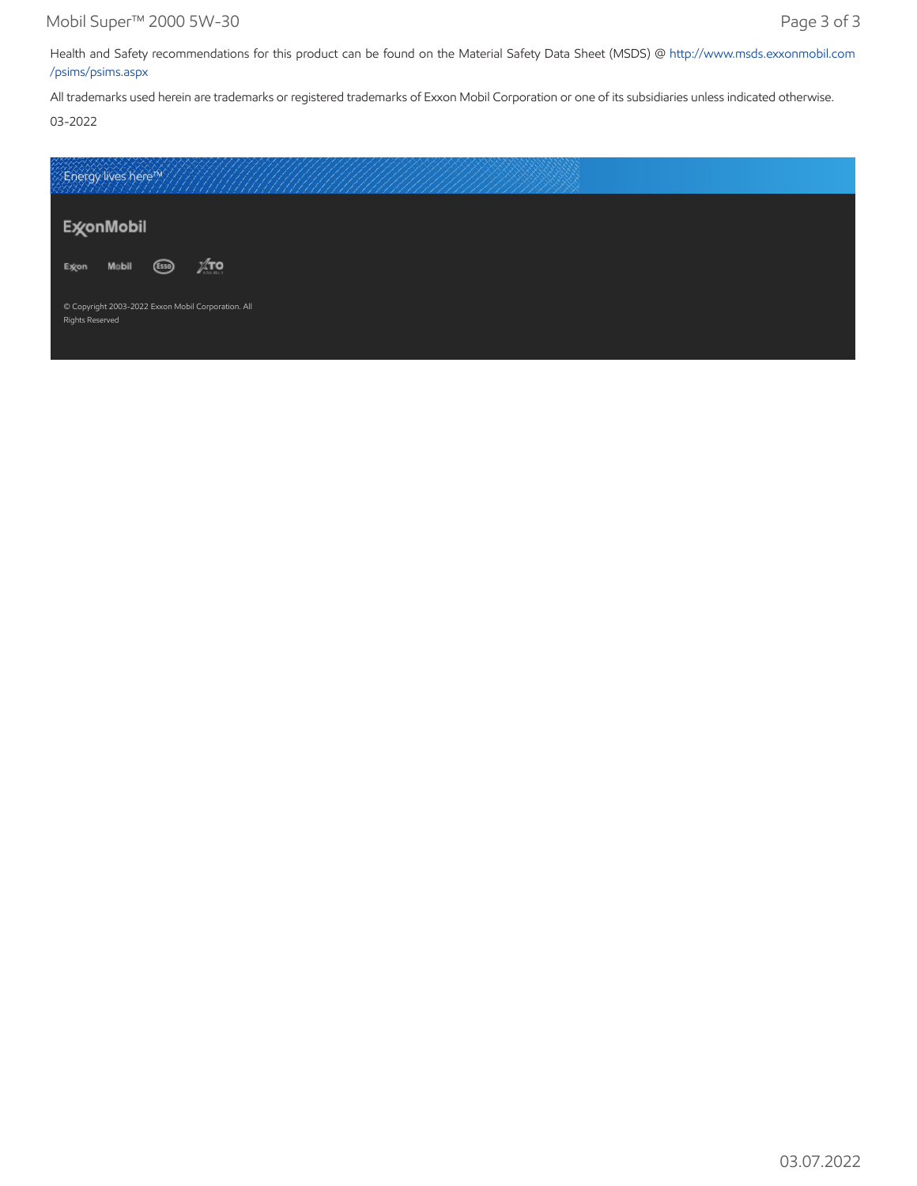Health and Safety recommendations for this product can be found on the Material Safety Data Sheet (MSDS) @ http://www.msds.exxonmobil.com/psims/psims.aspx

All trademarks used herein are trademarks or registered trademarks of Exxon Mobil Corporation or one of its subsidiaries unless indicated otherwise.

03-2022

Energy lives here™

ExxonMobil

Exxon Mobil Esso XTO

© Copyright 2003-2022 Exxon Mobil Corporation. All Rights Reserved